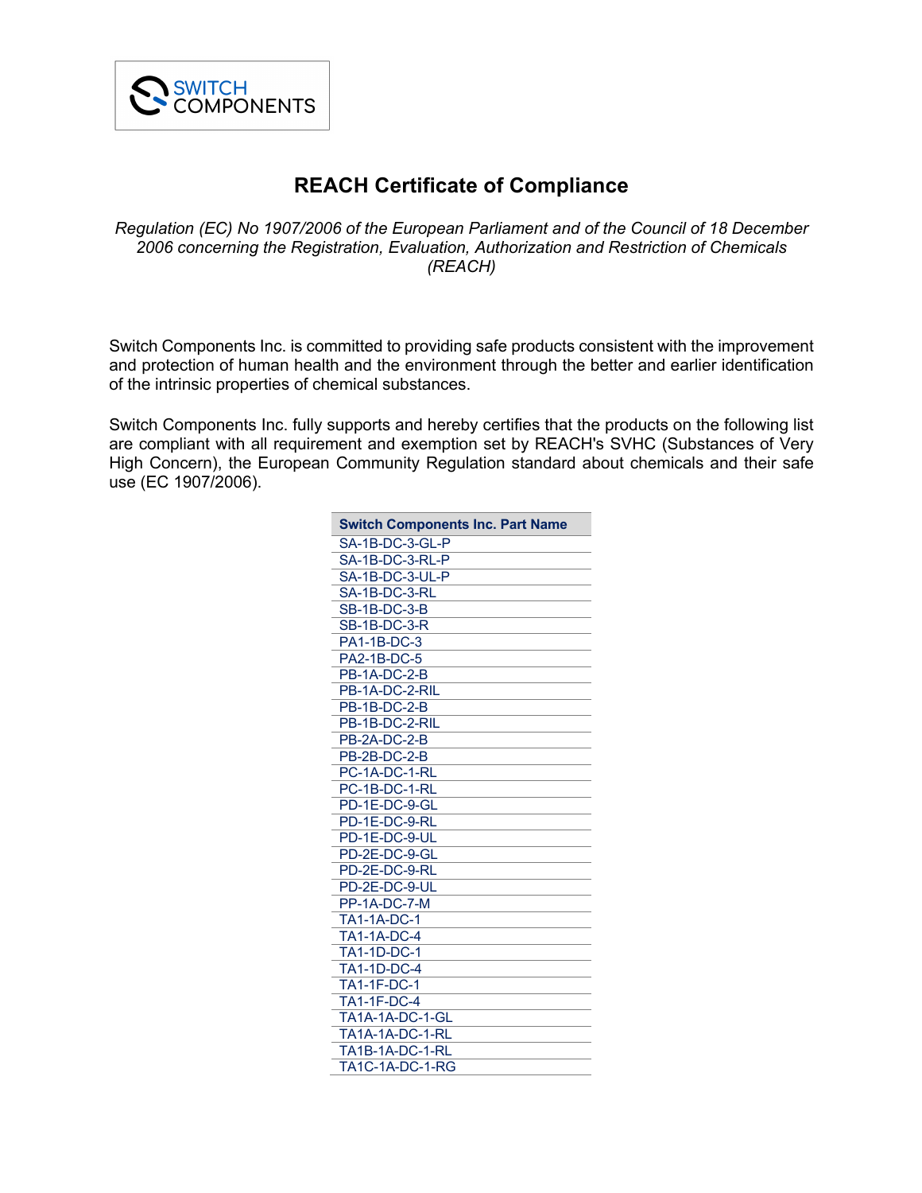SWITCH COMPONENTS

# REACH Certificate of Compliance

*Regulation (EC) No 1907/2006 of the European Parliament and of the Council of 18 December 2006 concerning the Registration, Evaluation, Authorization and Restriction of Chemicals (REACH)*

Switch Components Inc. is committed to providing safe products consistent with the improvement and protection of human health and the environment through the better and earlier identification of the intrinsic properties of chemical substances.

Switch Components Inc. fully supports and hereby certifies that the products on the following list are compliant with all requirement and exemption set by REACH's SVHC (Substances of Very High Concern), the European Community Regulation standard about chemicals and their safe use (EC 1907/2006).

| Switch Components Inc. Part Name |
|---|
| SA-1B-DC-3-GL-P |
| SA-1B-DC-3-RL-P |
| SA-1B-DC-3-UL-P |
| SA-1B-DC-3-RL |
| SB-1B-DC-3-B |
| SB-1B-DC-3-R |
| PA1-1B-DC-3 |
| PA2-1B-DC-5 |
| PB-1A-DC-2-B |
| PB-1A-DC-2-RIL |
| PB-1B-DC-2-B |
| PB-1B-DC-2-RIL |
| PB-2A-DC-2-B |
| PB-2B-DC-2-B |
| PC-1A-DC-1-RL |
| PC-1B-DC-1-RL |
| PD-1E-DC-9-GL |
| PD-1E-DC-9-RL |
| PD-1E-DC-9-UL |
| PD-2E-DC-9-GL |
| PD-2E-DC-9-RL |
| PD-2E-DC-9-UL |
| PP-1A-DC-7-M |
| TA1-1A-DC-1 |
| TA1-1A-DC-4 |
| TA1-1D-DC-1 |
| TA1-1D-DC-4 |
| TA1-1F-DC-1 |
| TA1-1F-DC-4 |
| TA1A-1A-DC-1-GL |
| TA1A-1A-DC-1-RL |
| TA1B-1A-DC-1-RL |
| TA1C-1A-DC-1-RG |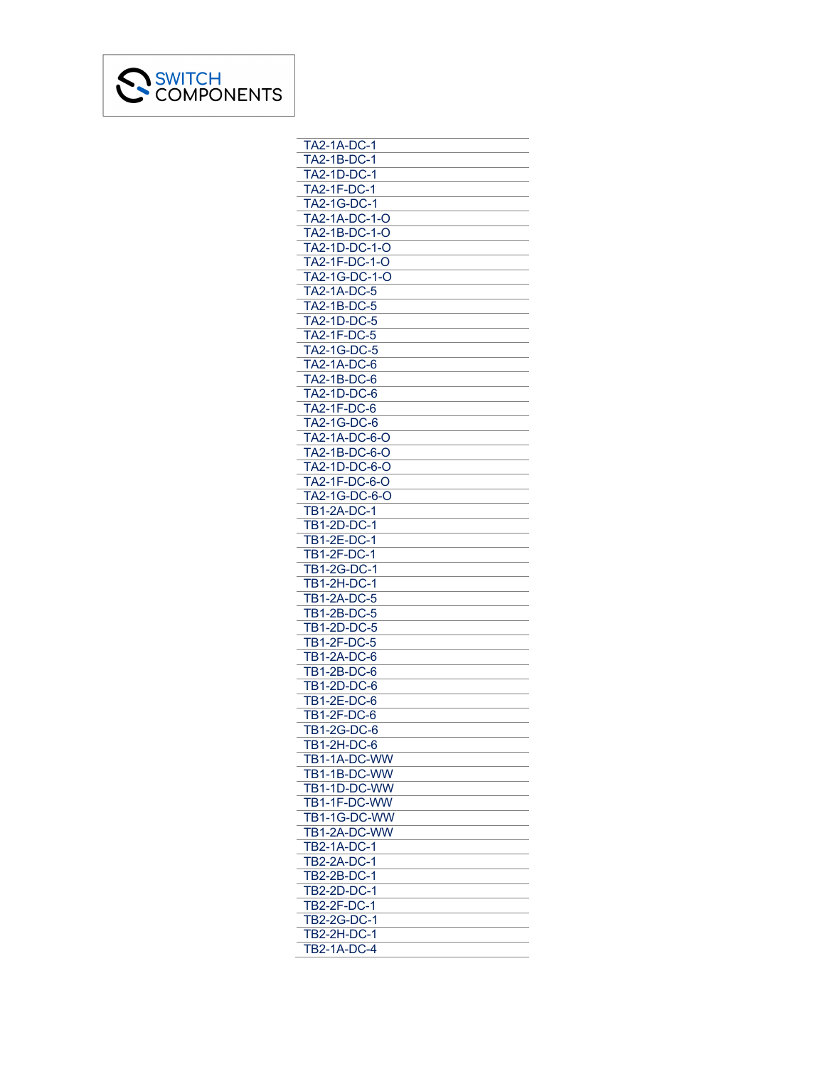SWITCH COMPONENTS

| |
|---|
| TA2-1A-DC-1 |
| TA2-1B-DC-1 |
| TA2-1D-DC-1 |
| TA2-1F-DC-1 |
| TA2-1G-DC-1 |
| TA2-1A-DC-1-O |
| TA2-1B-DC-1-O |
| TA2-1D-DC-1-O |
| TA2-1F-DC-1-O |
| TA2-1G-DC-1-O |
| TA2-1A-DC-5 |
| TA2-1B-DC-5 |
| TA2-1D-DC-5 |
| TA2-1F-DC-5 |
| TA2-1G-DC-5 |
| TA2-1A-DC-6 |
| TA2-1B-DC-6 |
| TA2-1D-DC-6 |
| TA2-1F-DC-6 |
| TA2-1G-DC-6 |
| TA2-1A-DC-6-O |
| TA2-1B-DC-6-O |
| TA2-1D-DC-6-O |
| TA2-1F-DC-6-O |
| TA2-1G-DC-6-O |
| TB1-2A-DC-1 |
| TB1-2D-DC-1 |
| TB1-2E-DC-1 |
| TB1-2F-DC-1 |
| TB1-2G-DC-1 |
| TB1-2H-DC-1 |
| TB1-2A-DC-5 |
| TB1-2B-DC-5 |
| TB1-2D-DC-5 |
| TB1-2F-DC-5 |
| TB1-2A-DC-6 |
| TB1-2B-DC-6 |
| TB1-2D-DC-6 |
| TB1-2E-DC-6 |
| TB1-2F-DC-6 |
| TB1-2G-DC-6 |
| TB1-2H-DC-6 |
| TB1-1A-DC-WW |
| TB1-1B-DC-WW |
| TB1-1D-DC-WW |
| TB1-1F-DC-WW |
| TB1-1G-DC-WW |
| TB1-2A-DC-WW |
| TB2-1A-DC-1 |
| TB2-2A-DC-1 |
| TB2-2B-DC-1 |
| TB2-2D-DC-1 |
| TB2-2F-DC-1 |
| TB2-2G-DC-1 |
| TB2-2H-DC-1 |
| TB2-1A-DC-4 |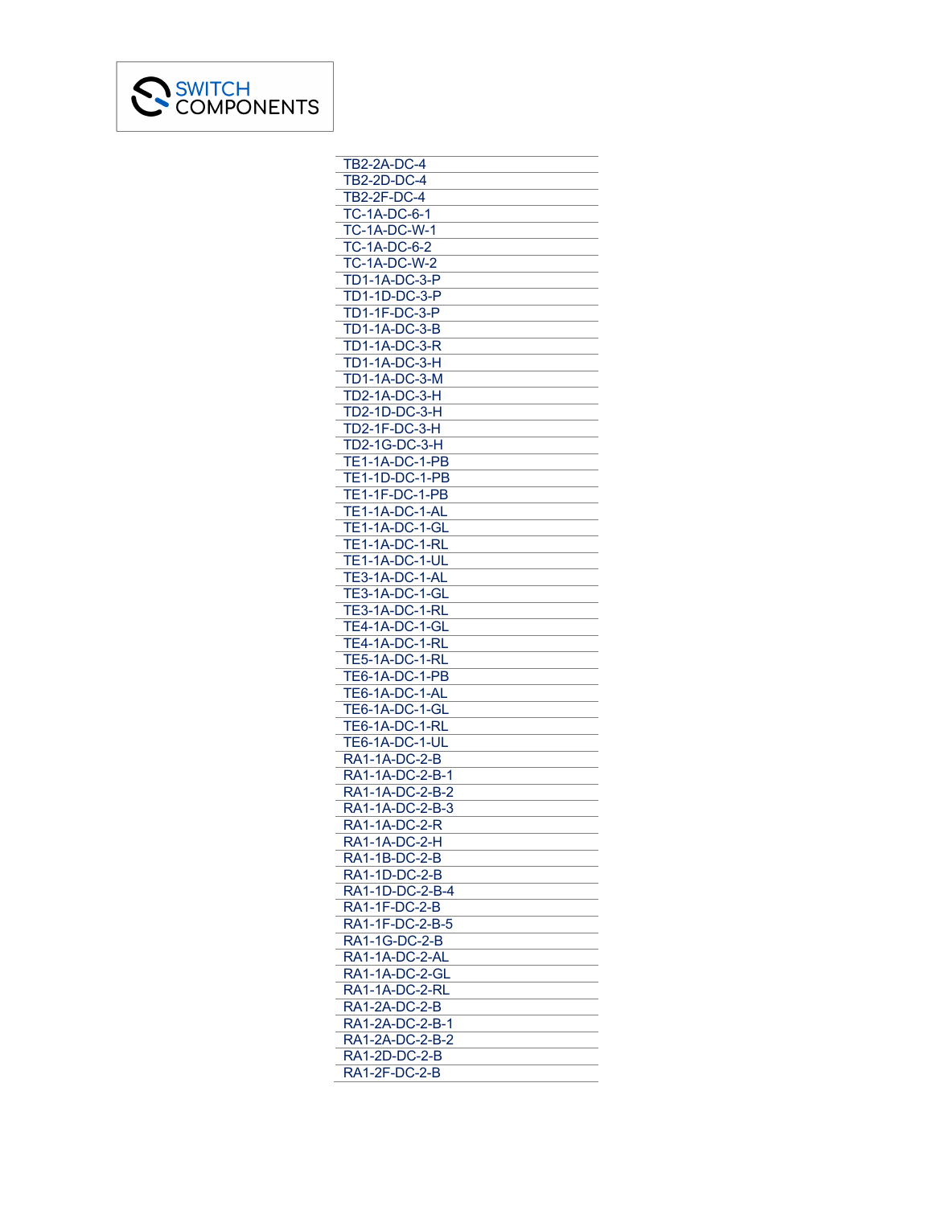SWITCH COMPONENTS

| |
|---|
| TB2-2A-DC-4 |
| TB2-2D-DC-4 |
| TB2-2F-DC-4 |
| TC-1A-DC-6-1 |
| TC-1A-DC-W-1 |
| TC-1A-DC-6-2 |
| TC-1A-DC-W-2 |
| TD1-1A-DC-3-P |
| TD1-1D-DC-3-P |
| TD1-1F-DC-3-P |
| TD1-1A-DC-3-B |
| TD1-1A-DC-3-R |
| TD1-1A-DC-3-H |
| TD1-1A-DC-3-M |
| TD2-1A-DC-3-H |
| TD2-1D-DC-3-H |
| TD2-1F-DC-3-H |
| TD2-1G-DC-3-H |
| TE1-1A-DC-1-PB |
| TE1-1D-DC-1-PB |
| TE1-1F-DC-1-PB |
| TE1-1A-DC-1-AL |
| TE1-1A-DC-1-GL |
| TE1-1A-DC-1-RL |
| TE1-1A-DC-1-UL |
| TE3-1A-DC-1-AL |
| TE3-1A-DC-1-GL |
| TE3-1A-DC-1-RL |
| TE4-1A-DC-1-GL |
| TE4-1A-DC-1-RL |
| TE5-1A-DC-1-RL |
| TE6-1A-DC-1-PB |
| TE6-1A-DC-1-AL |
| TE6-1A-DC-1-GL |
| TE6-1A-DC-1-RL |
| TE6-1A-DC-1-UL |
| RA1-1A-DC-2-B |
| RA1-1A-DC-2-B-1 |
| RA1-1A-DC-2-B-2 |
| RA1-1A-DC-2-B-3 |
| RA1-1A-DC-2-R |
| RA1-1A-DC-2-H |
| RA1-1B-DC-2-B |
| RA1-1D-DC-2-B |
| RA1-1D-DC-2-B-4 |
| RA1-1F-DC-2-B |
| RA1-1F-DC-2-B-5 |
| RA1-1G-DC-2-B |
| RA1-1A-DC-2-AL |
| RA1-1A-DC-2-GL |
| RA1-1A-DC-2-RL |
| RA1-2A-DC-2-B |
| RA1-2A-DC-2-B-1 |
| RA1-2A-DC-2-B-2 |
| RA1-2D-DC-2-B |
| RA1-2F-DC-2-B |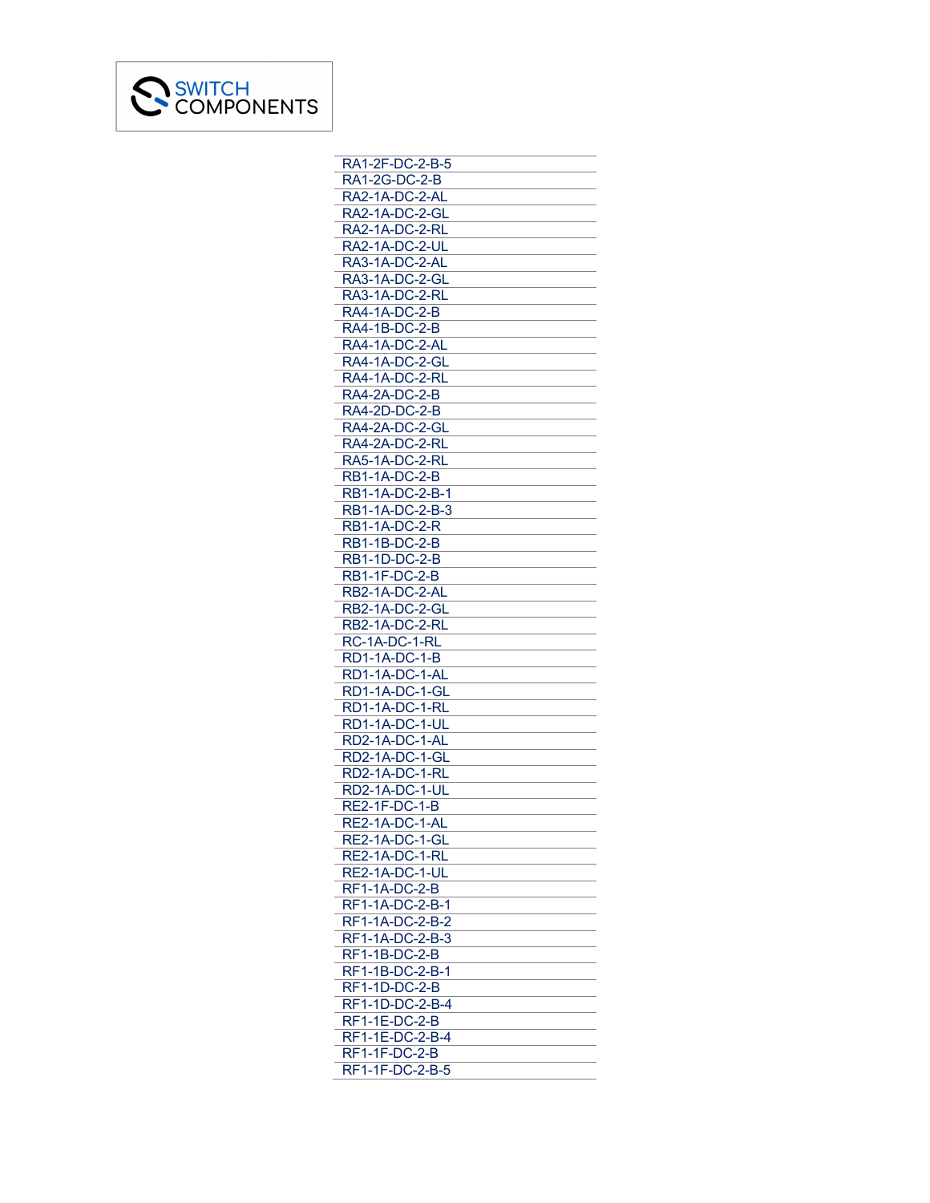SWITCH COMPONENTS

| |
|---|
| RA1-2F-DC-2-B-5 |
| RA1-2G-DC-2-B |
| RA2-1A-DC-2-AL |
| RA2-1A-DC-2-GL |
| RA2-1A-DC-2-RL |
| RA2-1A-DC-2-UL |
| RA3-1A-DC-2-AL |
| RA3-1A-DC-2-GL |
| RA3-1A-DC-2-RL |
| RA4-1A-DC-2-B |
| RA4-1B-DC-2-B |
| RA4-1A-DC-2-AL |
| RA4-1A-DC-2-GL |
| RA4-1A-DC-2-RL |
| RA4-2A-DC-2-B |
| RA4-2D-DC-2-B |
| RA4-2A-DC-2-GL |
| RA4-2A-DC-2-RL |
| RA5-1A-DC-2-RL |
| RB1-1A-DC-2-B |
| RB1-1A-DC-2-B-1 |
| RB1-1A-DC-2-B-3 |
| RB1-1A-DC-2-R |
| RB1-1B-DC-2-B |
| RB1-1D-DC-2-B |
| RB1-1F-DC-2-B |
| RB2-1A-DC-2-AL |
| RB2-1A-DC-2-GL |
| RB2-1A-DC-2-RL |
| RC-1A-DC-1-RL |
| RD1-1A-DC-1-B |
| RD1-1A-DC-1-AL |
| RD1-1A-DC-1-GL |
| RD1-1A-DC-1-RL |
| RD1-1A-DC-1-UL |
| RD2-1A-DC-1-AL |
| RD2-1A-DC-1-GL |
| RD2-1A-DC-1-RL |
| RD2-1A-DC-1-UL |
| RE2-1F-DC-1-B |
| RE2-1A-DC-1-AL |
| RE2-1A-DC-1-GL |
| RE2-1A-DC-1-RL |
| RE2-1A-DC-1-UL |
| RF1-1A-DC-2-B |
| RF1-1A-DC-2-B-1 |
| RF1-1A-DC-2-B-2 |
| RF1-1A-DC-2-B-3 |
| RF1-1B-DC-2-B |
| RF1-1B-DC-2-B-1 |
| RF1-1D-DC-2-B |
| RF1-1D-DC-2-B-4 |
| RF1-1E-DC-2-B |
| RF1-1E-DC-2-B-4 |
| RF1-1F-DC-2-B |
| RF1-1F-DC-2-B-5 |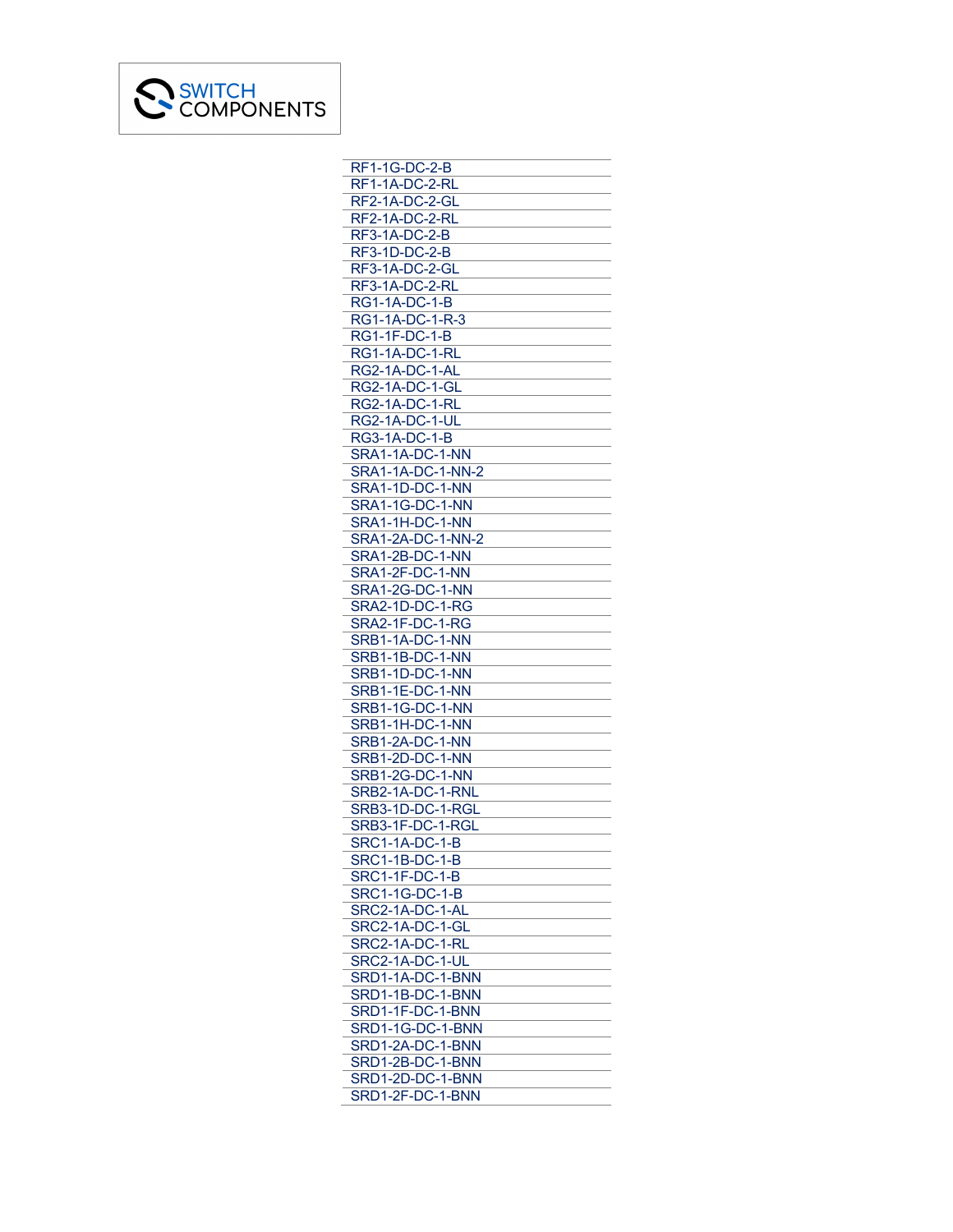SWITCH COMPONENTS

| |
|---|
| RF1-1G-DC-2-B |
| RF1-1A-DC-2-RL |
| RF2-1A-DC-2-GL |
| RF2-1A-DC-2-RL |
| RF3-1A-DC-2-B |
| RF3-1D-DC-2-B |
| RF3-1A-DC-2-GL |
| RF3-1A-DC-2-RL |
| RG1-1A-DC-1-B |
| RG1-1A-DC-1-R-3 |
| RG1-1F-DC-1-B |
| RG1-1A-DC-1-RL |
| RG2-1A-DC-1-AL |
| RG2-1A-DC-1-GL |
| RG2-1A-DC-1-RL |
| RG2-1A-DC-1-UL |
| RG3-1A-DC-1-B |
| SRA1-1A-DC-1-NN |
| SRA1-1A-DC-1-NN-2 |
| SRA1-1D-DC-1-NN |
| SRA1-1G-DC-1-NN |
| SRA1-1H-DC-1-NN |
| SRA1-2A-DC-1-NN-2 |
| SRA1-2B-DC-1-NN |
| SRA1-2F-DC-1-NN |
| SRA1-2G-DC-1-NN |
| SRA2-1D-DC-1-RG |
| SRA2-1F-DC-1-RG |
| SRB1-1A-DC-1-NN |
| SRB1-1B-DC-1-NN |
| SRB1-1D-DC-1-NN |
| SRB1-1E-DC-1-NN |
| SRB1-1G-DC-1-NN |
| SRB1-1H-DC-1-NN |
| SRB1-2A-DC-1-NN |
| SRB1-2D-DC-1-NN |
| SRB1-2G-DC-1-NN |
| SRB2-1A-DC-1-RNL |
| SRB3-1D-DC-1-RGL |
| SRB3-1F-DC-1-RGL |
| SRC1-1A-DC-1-B |
| SRC1-1B-DC-1-B |
| SRC1-1F-DC-1-B |
| SRC1-1G-DC-1-B |
| SRC2-1A-DC-1-AL |
| SRC2-1A-DC-1-GL |
| SRC2-1A-DC-1-RL |
| SRC2-1A-DC-1-UL |
| SRD1-1A-DC-1-BNN |
| SRD1-1B-DC-1-BNN |
| SRD1-1F-DC-1-BNN |
| SRD1-1G-DC-1-BNN |
| SRD1-2A-DC-1-BNN |
| SRD1-2B-DC-1-BNN |
| SRD1-2D-DC-1-BNN |
| SRD1-2F-DC-1-BNN |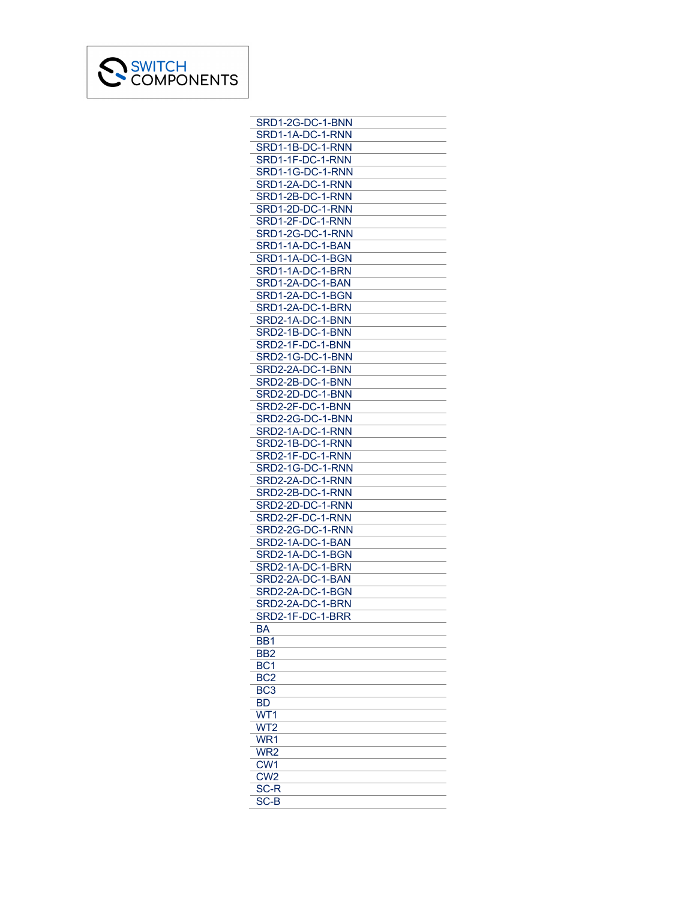| SRD1-2G-DC-1-BNN |
| --- |
| SRD1-1A-DC-1-RNN |
| SRD1-1B-DC-1-RNN |
| SRD1-1F-DC-1-RNN |
| SRD1-1G-DC-1-RNN |
| SRD1-2A-DC-1-RNN |
| SRD1-2B-DC-1-RNN |
| SRD1-2D-DC-1-RNN |
| SRD1-2F-DC-1-RNN |
| SRD1-2G-DC-1-RNN |
| SRD1-1A-DC-1-BAN |
| SRD1-1A-DC-1-BGN |
| SRD1-1A-DC-1-BRN |
| SRD1-2A-DC-1-BAN |
| SRD1-2A-DC-1-BGN |
| SRD1-2A-DC-1-BRN |
| SRD2-1A-DC-1-BNN |
| SRD2-1B-DC-1-BNN |
| SRD2-1F-DC-1-BNN |
| SRD2-1G-DC-1-BNN |
| SRD2-2A-DC-1-BNN |
| SRD2-2B-DC-1-BNN |
| SRD2-2D-DC-1-BNN |
| SRD2-2F-DC-1-BNN |
| SRD2-2G-DC-1-BNN |
| SRD2-1A-DC-1-RNN |
| SRD2-1B-DC-1-RNN |
| SRD2-1F-DC-1-RNN |
| SRD2-1G-DC-1-RNN |
| SRD2-2A-DC-1-RNN |
| SRD2-2B-DC-1-RNN |
| SRD2-2D-DC-1-RNN |
| SRD2-2F-DC-1-RNN |
| SRD2-2G-DC-1-RNN |
| SRD2-1A-DC-1-BAN |
| SRD2-1A-DC-1-BGN |
| SRD2-1A-DC-1-BRN |
| SRD2-2A-DC-1-BAN |
| SRD2-2A-DC-1-BGN |
| SRD2-2A-DC-1-BRN |
| SRD2-1F-DC-1-BRR |
| BA |
| BB1 |
| BB2 |
| BC1 |
| BC2 |
| BC3 |
| BD |
| WT1 |
| WT2 |
| WR1 |
| WR2 |
| CW1 |
| CW2 |
| SC-R |
| SC-B |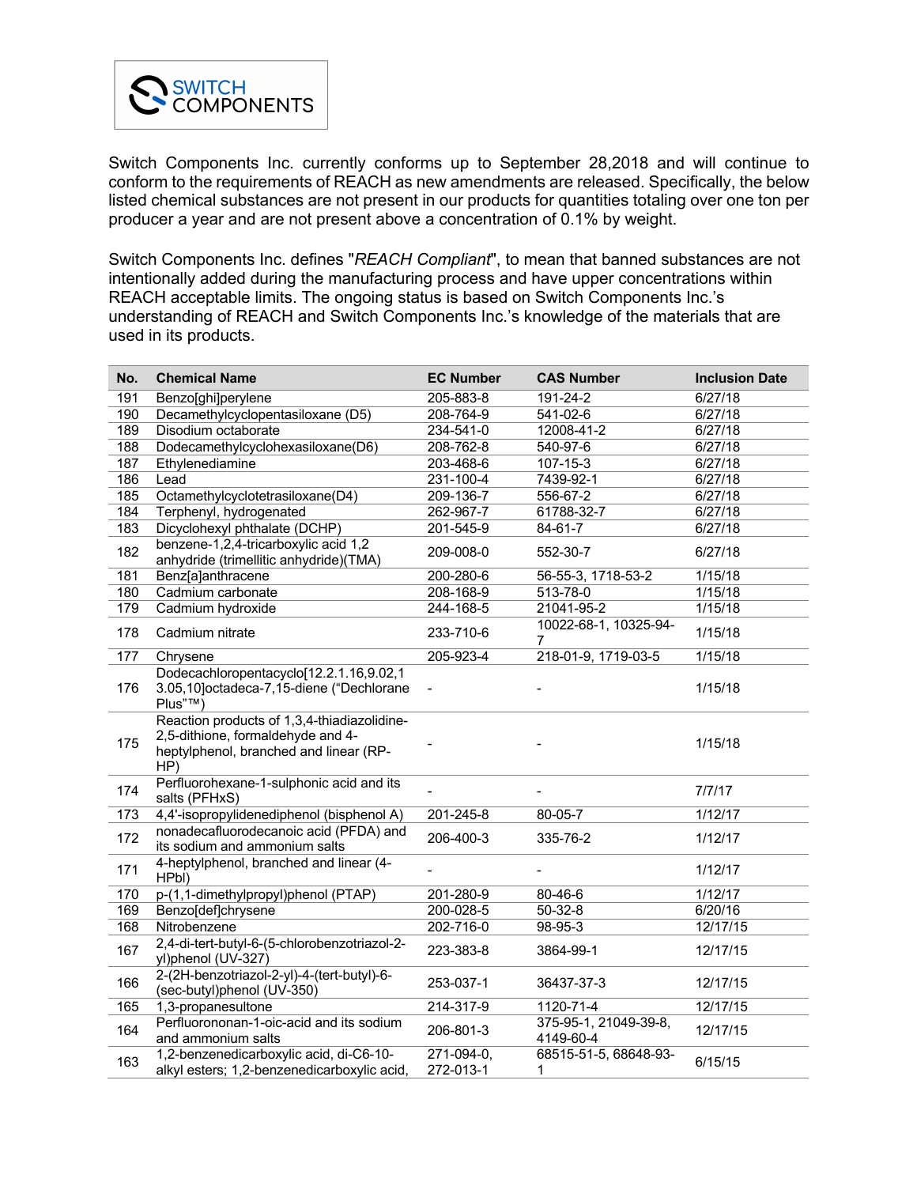SWITCH COMPONENTS

Switch Components Inc. currently conforms up to September 28,2018 and will continue to conform to the requirements of REACH as new amendments are released. Specifically, the below listed chemical substances are not present in our products for quantities totaling over one ton per producer a year and are not present above a concentration of 0.1% by weight.

Switch Components Inc. defines "*REACH Compliant*", to mean that banned substances are not intentionally added during the manufacturing process and have upper concentrations within REACH acceptable limits. The ongoing status is based on Switch Components Inc.'s understanding of REACH and Switch Components Inc.'s knowledge of the materials that are used in its products.

| No. | Chemical Name | EC Number | CAS Number | Inclusion Date |
|---|---|---|---|---|
| 191 | Benzo[ghi]perylene | 205-883-8 | 191-24-2 | 6/27/18 |
| 190 | Decamethylcyclopentasiloxane (D5) | 208-764-9 | 541-02-6 | 6/27/18 |
| 189 | Disodium octaborate | 234-541-0 | 12008-41-2 | 6/27/18 |
| 188 | Dodecamethylcyclohexasiloxane(D6) | 208-762-8 | 540-97-6 | 6/27/18 |
| 187 | Ethylenediamine | 203-468-6 | 107-15-3 | 6/27/18 |
| 186 | Lead | 231-100-4 | 7439-92-1 | 6/27/18 |
| 185 | Octamethylcyclotetrasiloxane(D4) | 209-136-7 | 556-67-2 | 6/27/18 |
| 184 | Terphenyl, hydrogenated | 262-967-7 | 61788-32-7 | 6/27/18 |
| 183 | Dicyclohexyl phthalate (DCHP) | 201-545-9 | 84-61-7 | 6/27/18 |
| 182 | benzene-1,2,4-tricarboxylic acid 1,2 anhydride (trimellitic anhydride)(TMA) | 209-008-0 | 552-30-7 | 6/27/18 |
| 181 | Benz[a]anthracene | 200-280-6 | 56-55-3, 1718-53-2 | 1/15/18 |
| 180 | Cadmium carbonate | 208-168-9 | 513-78-0 | 1/15/18 |
| 179 | Cadmium hydroxide | 244-168-5 | 21041-95-2 | 1/15/18 |
| 178 | Cadmium nitrate | 233-710-6 | 10022-68-1, 10325-94-7 | 1/15/18 |
| 177 | Chrysene | 205-923-4 | 218-01-9, 1719-03-5 | 1/15/18 |
| 176 | Dodecachloropentacyclo[12.2.1.16,9.02,13.05,10]octadeca-7,15-diene ("Dechlorane Plus"™) | - | - | 1/15/18 |
| 175 | Reaction products of 1,3,4-thiadiazolidine-2,5-dithione, formaldehyde and 4-heptylphenol, branched and linear (RP-HP) | - | - | 1/15/18 |
| 174 | Perfluorohexane-1-sulphonic acid and its salts (PFHxS) | - | - | 7/7/17 |
| 173 | 4,4'-isopropylidenediphenol (bisphenol A) | 201-245-8 | 80-05-7 | 1/12/17 |
| 172 | nonadecafluorodecanoic acid (PFDA) and its sodium and ammonium salts | 206-400-3 | 335-76-2 | 1/12/17 |
| 171 | 4-heptylphenol, branched and linear (4-HPbl) | - | - | 1/12/17 |
| 170 | p-(1,1-dimethylpropyl)phenol (PTAP) | 201-280-9 | 80-46-6 | 1/12/17 |
| 169 | Benzo[def]chrysene | 200-028-5 | 50-32-8 | 6/20/16 |
| 168 | Nitrobenzene | 202-716-0 | 98-95-3 | 12/17/15 |
| 167 | 2,4-di-tert-butyl-6-(5-chlorobenzotriazol-2-yl)phenol (UV-327) | 223-383-8 | 3864-99-1 | 12/17/15 |
| 166 | 2-(2H-benzotriazol-2-yl)-4-(tert-butyl)-6-(sec-butyl)phenol (UV-350) | 253-037-1 | 36437-37-3 | 12/17/15 |
| 165 | 1,3-propanesultone | 214-317-9 | 1120-71-4 | 12/17/15 |
| 164 | Perfluorononan-1-oic-acid and its sodium and ammonium salts | 206-801-3 | 375-95-1, 21049-39-8, 4149-60-4 | 12/17/15 |
| 163 | 1,2-benzenedicarboxylic acid, di-C6-10-alkyl esters; 1,2-benzenedicarboxylic acid, | 271-094-0, 272-013-1 | 68515-51-5, 68648-93-1 | 6/15/15 |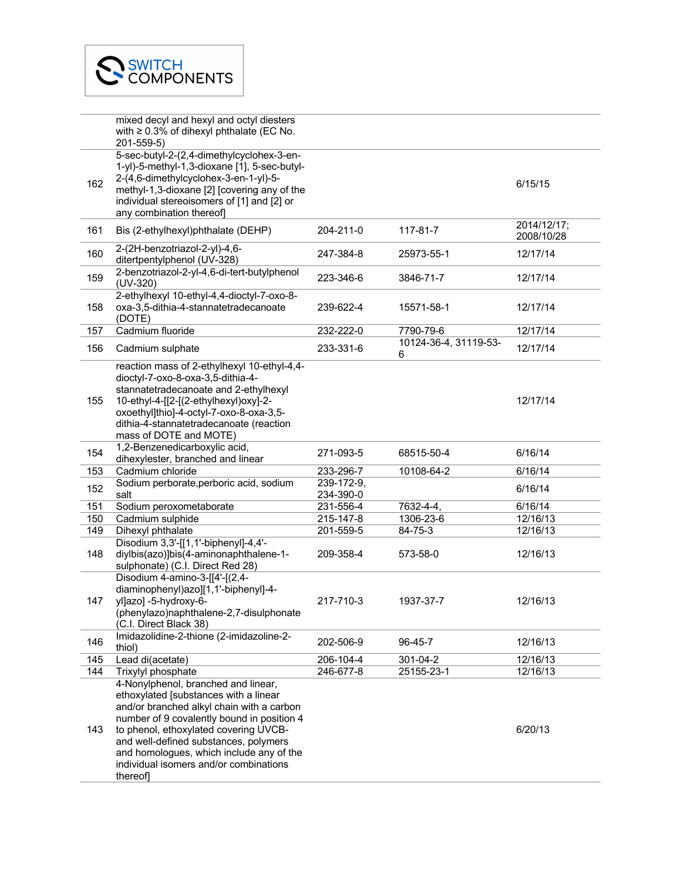| | | | | |
|---|---|---|---|---|
| | mixed decyl and hexyl and octyl diesters with ≥ 0.3% of dihexyl phthalate (EC No. 201-559-5) | | | |
| 162 | 5-sec-butyl-2-(2,4-dimethylcyclohex-3-en-1-yl)-5-methyl-1,3-dioxane [1], 5-sec-butyl-2-(4,6-dimethylcyclohex-3-en-1-yl)-5-methyl-1,3-dioxane [2] [covering any of the individual stereoisomers of [1] and [2] or any combination thereof] | | | 6/15/15 |
| 161 | Bis (2-ethylhexyl)phthalate (DEHP) | 204-211-0 | 117-81-7 | 2014/12/17; 2008/10/28 |
| 160 | 2-(2H-benzotriazol-2-yl)-4,6-ditertpentylphenol (UV-328) | 247-384-8 | 25973-55-1 | 12/17/14 |
| 159 | 2-benzotriazol-2-yl-4,6-di-tert-butylphenol (UV-320) | 223-346-6 | 3846-71-7 | 12/17/14 |
| 158 | 2-ethylhexyl 10-ethyl-4,4-dioctyl-7-oxo-8-oxa-3,5-dithia-4-stannatetradecanoate (DOTE) | 239-622-4 | 15571-58-1 | 12/17/14 |
| 157 | Cadmium fluoride | 232-222-0 | 7790-79-6 | 12/17/14 |
| 156 | Cadmium sulphate | 233-331-6 | 10124-36-4, 31119-53-6 | 12/17/14 |
| 155 | reaction mass of 2-ethylhexyl 10-ethyl-4,4-dioctyl-7-oxo-8-oxa-3,5-dithia-4-stannatetradecanoate and 2-ethylhexyl 10-ethyl-4-[[2-[(2-ethylhexyl)oxy]-2-oxoethyl]thio]-4-octyl-7-oxo-8-oxa-3,5-dithia-4-stannatetradecanoate (reaction mass of DOTE and MOTE) | | | 12/17/14 |
| 154 | 1,2-Benzenedicarboxylic acid, dihexylester, branched and linear | 271-093-5 | 68515-50-4 | 6/16/14 |
| 153 | Cadmium chloride | 233-296-7 | 10108-64-2 | 6/16/14 |
| 152 | Sodium perborate,perboric acid, sodium salt | 239-172-9, 234-390-0 | | 6/16/14 |
| 151 | Sodium peroxometaborate | 231-556-4 | 7632-4-4, | 6/16/14 |
| 150 | Cadmium sulphide | 215-147-8 | 1306-23-6 | 12/16/13 |
| 149 | Dihexyl phthalate | 201-559-5 | 84-75-3 | 12/16/13 |
| 148 | Disodium 3,3'-[[1,1'-biphenyl]-4,4'-diylbis(azo)]bis(4-aminonaphthalene-1-sulphonate) (C.I. Direct Red 28) | 209-358-4 | 573-58-0 | 12/16/13 |
| 147 | Disodium 4-amino-3-[[4'-[(2,4-diaminophenyl)azo][1,1'-biphenyl]-4-yl]azo] -5-hydroxy-6-(phenylazo)naphthalene-2,7-disulphonate (C.I. Direct Black 38) | 217-710-3 | 1937-37-7 | 12/16/13 |
| 146 | Imidazolidine-2-thione (2-imidazoline-2-thiol) | 202-506-9 | 96-45-7 | 12/16/13 |
| 145 | Lead di(acetate) | 206-104-4 | 301-04-2 | 12/16/13 |
| 144 | Trixylyl phosphate | 246-677-8 | 25155-23-1 | 12/16/13 |
| 143 | 4-Nonylphenol, branched and linear, ethoxylated [substances with a linear and/or branched alkyl chain with a carbon number of 9 covalently bound in position 4 to phenol, ethoxylated covering UVCB- and well-defined substances, polymers and homologues, which include any of the individual isomers and/or combinations thereof] | | | 6/20/13 |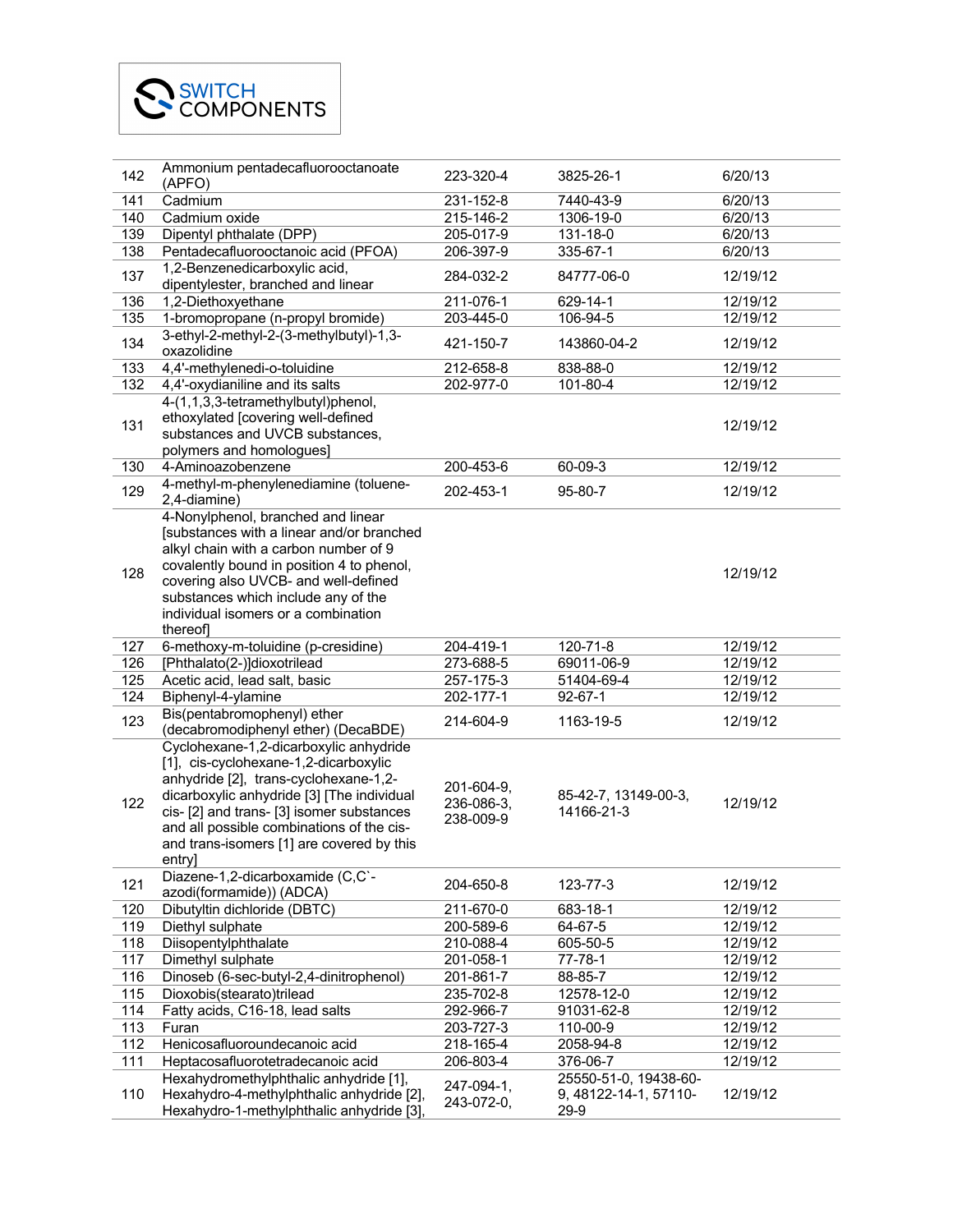| | | | | |
|---|---|---|---|---|
| 142 | Ammonium pentadecafluorooctanoate (APFO) | 223-320-4 | 3825-26-1 | 6/20/13 |
| 141 | Cadmium | 231-152-8 | 7440-43-9 | 6/20/13 |
| 140 | Cadmium oxide | 215-146-2 | 1306-19-0 | 6/20/13 |
| 139 | Dipentyl phthalate (DPP) | 205-017-9 | 131-18-0 | 6/20/13 |
| 138 | Pentadecafluorooctanoic acid (PFOA) | 206-397-9 | 335-67-1 | 6/20/13 |
| 137 | 1,2-Benzenedicarboxylic acid, dipentylester, branched and linear | 284-032-2 | 84777-06-0 | 12/19/12 |
| 136 | 1,2-Diethoxyethane | 211-076-1 | 629-14-1 | 12/19/12 |
| 135 | 1-bromopropane (n-propyl bromide) | 203-445-0 | 106-94-5 | 12/19/12 |
| 134 | 3-ethyl-2-methyl-2-(3-methylbutyl)-1,3-oxazolidine | 421-150-7 | 143860-04-2 | 12/19/12 |
| 133 | 4,4'-methylenedi-o-toluidine | 212-658-8 | 838-88-0 | 12/19/12 |
| 132 | 4,4'-oxydianiline and its salts | 202-977-0 | 101-80-4 | 12/19/12 |
| 131 | 4-(1,1,3,3-tetramethylbutyl)phenol, ethoxylated [covering well-defined substances and UVCB substances, polymers and homologues] | | | 12/19/12 |
| 130 | 4-Aminoazobenzene | 200-453-6 | 60-09-3 | 12/19/12 |
| 129 | 4-methyl-m-phenylenediamine (toluene-2,4-diamine) | 202-453-1 | 95-80-7 | 12/19/12 |
| 128 | 4-Nonylphenol, branched and linear [substances with a linear and/or branched alkyl chain with a carbon number of 9 covalently bound in position 4 to phenol, covering also UVCB- and well-defined substances which include any of the individual isomers or a combination thereof] | | | 12/19/12 |
| 127 | 6-methoxy-m-toluidine (p-cresidine) | 204-419-1 | 120-71-8 | 12/19/12 |
| 126 | [Phthalato(2-)]dioxotrilead | 273-688-5 | 69011-06-9 | 12/19/12 |
| 125 | Acetic acid, lead salt, basic | 257-175-3 | 51404-69-4 | 12/19/12 |
| 124 | Biphenyl-4-ylamine | 202-177-1 | 92-67-1 | 12/19/12 |
| 123 | Bis(pentabromophenyl) ether (decabromodiphenyl ether) (DecaBDE) | 214-604-9 | 1163-19-5 | 12/19/12 |
| 122 | Cyclohexane-1,2-dicarboxylic anhydride [1], cis-cyclohexane-1,2-dicarboxylic anhydride [2], trans-cyclohexane-1,2-dicarboxylic anhydride [3] [The individual cis- [2] and trans- [3] isomer substances and all possible combinations of the cis- and trans-isomers [1] are covered by this entry] | 201-604-9, 236-086-3, 238-009-9 | 85-42-7, 13149-00-3, 14166-21-3 | 12/19/12 |
| 121 | Diazene-1,2-dicarboxamide (C,C`-azodi(formamide)) (ADCA) | 204-650-8 | 123-77-3 | 12/19/12 |
| 120 | Dibutyltin dichloride (DBTC) | 211-670-0 | 683-18-1 | 12/19/12 |
| 119 | Diethyl sulphate | 200-589-6 | 64-67-5 | 12/19/12 |
| 118 | Diisopentylphthalate | 210-088-4 | 605-50-5 | 12/19/12 |
| 117 | Dimethyl sulphate | 201-058-1 | 77-78-1 | 12/19/12 |
| 116 | Dinoseb (6-sec-butyl-2,4-dinitrophenol) | 201-861-7 | 88-85-7 | 12/19/12 |
| 115 | Dioxobis(stearato)trilead | 235-702-8 | 12578-12-0 | 12/19/12 |
| 114 | Fatty acids, C16-18, lead salts | 292-966-7 | 91031-62-8 | 12/19/12 |
| 113 | Furan | 203-727-3 | 110-00-9 | 12/19/12 |
| 112 | Henicosafluoroundecanoic acid | 218-165-4 | 2058-94-8 | 12/19/12 |
| 111 | Heptacosafluorotetradecanoic acid | 206-803-4 | 376-06-7 | 12/19/12 |
| 110 | Hexahydromethylphthalic anhydride [1], Hexahydro-4-methylphthalic anhydride [2], Hexahydro-1-methylphthalic anhydride [3], | 247-094-1, 243-072-0, | 25550-51-0, 19438-60-9, 48122-14-1, 57110-29-9 | 12/19/12 |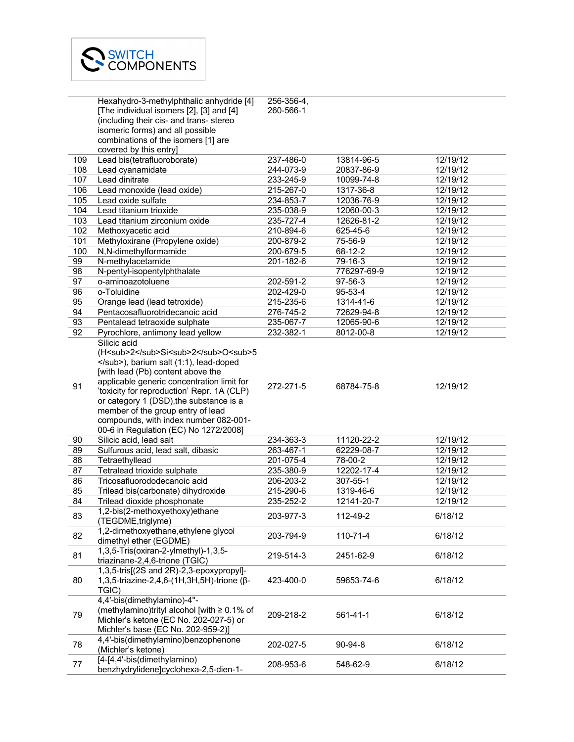|  |  |  |  |  |
|---|---|---|---|---|
|  | Hexahydro-3-methylphthalic anhydride [4] [The individual isomers [2], [3] and [4] (including their cis- and trans- stereo isomeric forms) and all possible combinations of the isomers [1] are covered by this entry] | 256-356-4, 260-566-1 |  |  |
| 109 | Lead bis(tetrafluoroborate) | 237-486-0 | 13814-96-5 | 12/19/12 |
| 108 | Lead cyanamidate | 244-073-9 | 20837-86-9 | 12/19/12 |
| 107 | Lead dinitrate | 233-245-9 | 10099-74-8 | 12/19/12 |
| 106 | Lead monoxide (lead oxide) | 215-267-0 | 1317-36-8 | 12/19/12 |
| 105 | Lead oxide sulfate | 234-853-7 | 12036-76-9 | 12/19/12 |
| 104 | Lead titanium trioxide | 235-038-9 | 12060-00-3 | 12/19/12 |
| 103 | Lead titanium zirconium oxide | 235-727-4 | 12626-81-2 | 12/19/12 |
| 102 | Methoxyacetic acid | 210-894-6 | 625-45-6 | 12/19/12 |
| 101 | Methyloxirane (Propylene oxide) | 200-879-2 | 75-56-9 | 12/19/12 |
| 100 | N,N-dimethylformamide | 200-679-5 | 68-12-2 | 12/19/12 |
| 99 | N-methylacetamide | 201-182-6 | 79-16-3 | 12/19/12 |
| 98 | N-pentyl-isopentylphthalate |  | 776297-69-9 | 12/19/12 |
| 97 | o-aminoazotoluene | 202-591-2 | 97-56-3 | 12/19/12 |
| 96 | o-Toluidine | 202-429-0 | 95-53-4 | 12/19/12 |
| 95 | Orange lead (lead tetroxide) | 215-235-6 | 1314-41-6 | 12/19/12 |
| 94 | Pentacosafluorotridecanoic acid | 276-745-2 | 72629-94-8 | 12/19/12 |
| 93 | Pentalead tetraoxide sulphate | 235-067-7 | 12065-90-6 | 12/19/12 |
| 92 | Pyrochlore, antimony lead yellow | 232-382-1 | 8012-00-8 | 12/19/12 |
| 91 | Silicic acid ($H_2Si_2O_5$), barium salt (1:1), lead-doped [with lead (Pb) content above the applicable generic concentration limit for 'toxicity for reproduction' Repr. 1A (CLP) or category 1 (DSD),the substance is a member of the group entry of lead compounds, with index number 082-001-00-6 in Regulation (EC) No 1272/2008] | 272-271-5 | 68784-75-8 | 12/19/12 |
| 90 | Silicic acid, lead salt | 234-363-3 | 11120-22-2 | 12/19/12 |
| 89 | Sulfurous acid, lead salt, dibasic | 263-467-1 | 62229-08-7 | 12/19/12 |
| 88 | Tetraethyllead | 201-075-4 | 78-00-2 | 12/19/12 |
| 87 | Tetralead trioxide sulphate | 235-380-9 | 12202-17-4 | 12/19/12 |
| 86 | Tricosafluorododecanoic acid | 206-203-2 | 307-55-1 | 12/19/12 |
| 85 | Trilead bis(carbonate) dihydroxide | 215-290-6 | 1319-46-6 | 12/19/12 |
| 84 | Trilead dioxide phosphonate | 235-252-2 | 12141-20-7 | 12/19/12 |
| 83 | 1,2-bis(2-methoxyethoxy)ethane (TEGDME,triglyme) | 203-977-3 | 112-49-2 | 6/18/12 |
| 82 | 1,2-dimethoxyethane,ethylene glycol dimethyl ether (EGDME) | 203-794-9 | 110-71-4 | 6/18/12 |
| 81 | 1,3,5-Tris(oxiran-2-ylmethyl)-1,3,5-triazinane-2,4,6-trione (TGIC) | 219-514-3 | 2451-62-9 | 6/18/12 |
| 80 | 1,3,5-tris[(2S and 2R)-2,3-epoxypropyl]-1,3,5-triazine-2,4,6-(1H,3H,5H)-trione (β-TGIC) | 423-400-0 | 59653-74-6 | 6/18/12 |
| 79 | 4,4'-bis(dimethylamino)-4''-(methylamino)trityl alcohol [with ≥ 0.1% of Michler's ketone (EC No. 202-027-5) or Michler's base (EC No. 202-959-2)] | 209-218-2 | 561-41-1 | 6/18/12 |
| 78 | 4,4'-bis(dimethylamino)benzophenone (Michler's ketone) | 202-027-5 | 90-94-8 | 6/18/12 |
| 77 | [4-[4,4'-bis(dimethylamino) benzhydrylidene]cyclohexa-2,5-dien-1- | 208-953-6 | 548-62-9 | 6/18/12 |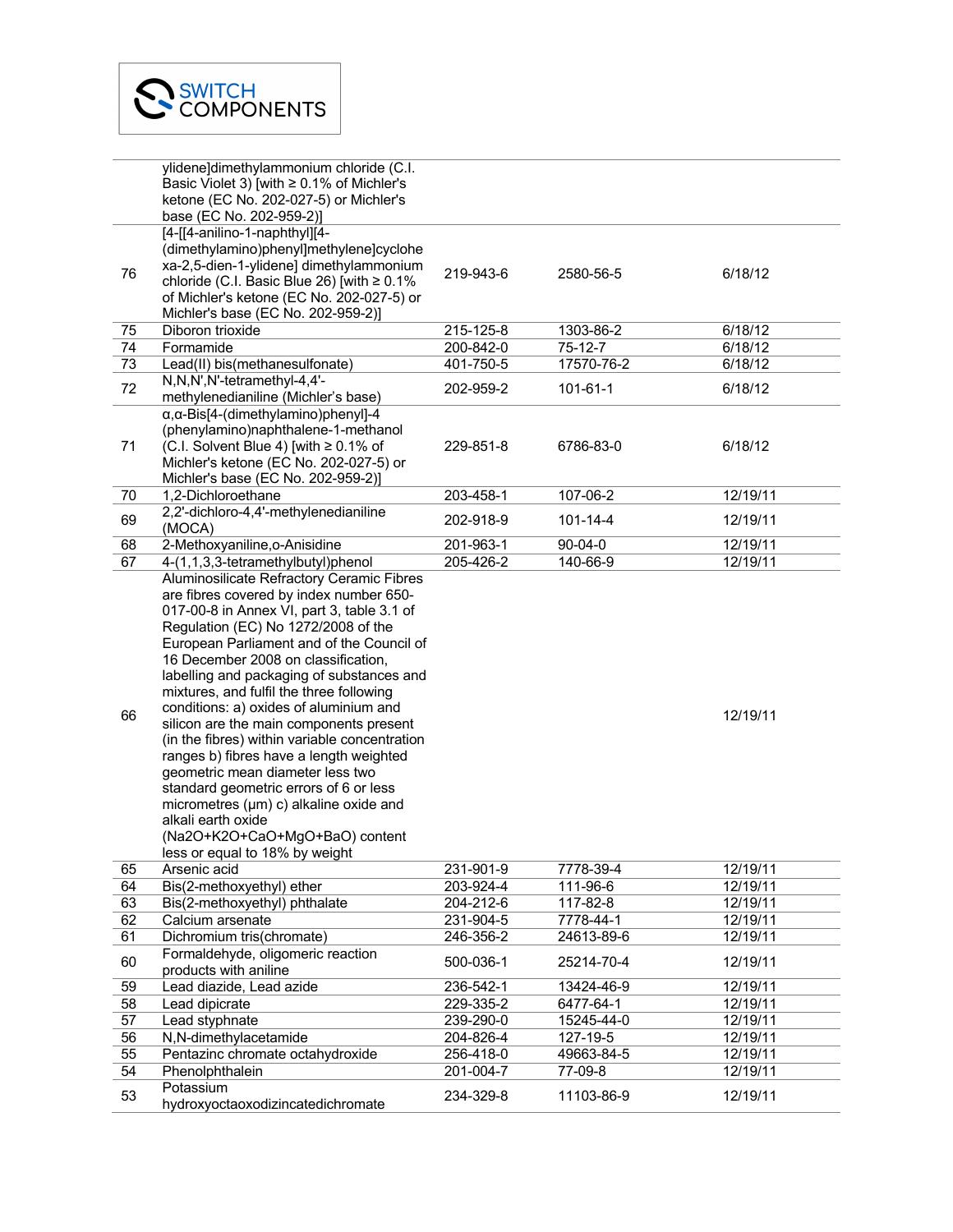| | | | | |
|---|---|---|---|---|
| | ylidene]dimethylammonium chloride (C.I. Basic Violet 3) [with ≥ 0.1% of Michler's ketone (EC No. 202-027-5) or Michler's base (EC No. 202-959-2)] | | | |
| 76 | [4-[[4-anilino-1-naphthyl][4-(dimethylamino)phenyl]methylene]cyclohexa-2,5-dien-1-ylidene] dimethylammonium chloride (C.I. Basic Blue 26) [with ≥ 0.1% of Michler's ketone (EC No. 202-027-5) or Michler's base (EC No. 202-959-2)] | 219-943-6 | 2580-56-5 | 6/18/12 |
| 75 | Diboron trioxide | 215-125-8 | 1303-86-2 | 6/18/12 |
| 74 | Formamide | 200-842-0 | 75-12-7 | 6/18/12 |
| 73 | Lead(II) bis(methanesulfonate) | 401-750-5 | 17570-76-2 | 6/18/12 |
| 72 | N,N,N',N'-tetramethyl-4,4'-methylenedianiline (Michler's base) | 202-959-2 | 101-61-1 | 6/18/12 |
| 71 | α,α-Bis[4-(dimethylamino)phenyl]-4 (phenylamino)naphthalene-1-methanol (C.I. Solvent Blue 4) [with ≥ 0.1% of Michler's ketone (EC No. 202-027-5) or Michler's base (EC No. 202-959-2)] | 229-851-8 | 6786-83-0 | 6/18/12 |
| 70 | 1,2-Dichloroethane | 203-458-1 | 107-06-2 | 12/19/11 |
| 69 | 2,2'-dichloro-4,4'-methylenedianiline (MOCA) | 202-918-9 | 101-14-4 | 12/19/11 |
| 68 | 2-Methoxyaniline,o-Anisidine | 201-963-1 | 90-04-0 | 12/19/11 |
| 67 | 4-(1,1,3,3-tetramethylbutyl)phenol | 205-426-2 | 140-66-9 | 12/19/11 |
| 66 | Aluminosilicate Refractory Ceramic Fibres are fibres covered by index number 650-017-00-8 in Annex VI, part 3, table 3.1 of Regulation (EC) No 1272/2008 of the European Parliament and of the Council of 16 December 2008 on classification, labelling and packaging of substances and mixtures, and fulfil the three following conditions: a) oxides of aluminium and silicon are the main components present (in the fibres) within variable concentration ranges b) fibres have a length weighted geometric mean diameter less two standard geometric errors of 6 or less micrometres (µm) c) alkaline oxide and alkali earth oxide ($Na_2O+K_2O+CaO+MgO+BaO$) content less or equal to 18% by weight | | | 12/19/11 |
| 65 | Arsenic acid | 231-901-9 | 7778-39-4 | 12/19/11 |
| 64 | Bis(2-methoxyethyl) ether | 203-924-4 | 111-96-6 | 12/19/11 |
| 63 | Bis(2-methoxyethyl) phthalate | 204-212-6 | 117-82-8 | 12/19/11 |
| 62 | Calcium arsenate | 231-904-5 | 7778-44-1 | 12/19/11 |
| 61 | Dichromium tris(chromate) | 246-356-2 | 24613-89-6 | 12/19/11 |
| 60 | Formaldehyde, oligomeric reaction products with aniline | 500-036-1 | 25214-70-4 | 12/19/11 |
| 59 | Lead diazide, Lead azide | 236-542-1 | 13424-46-9 | 12/19/11 |
| 58 | Lead dipicrate | 229-335-2 | 6477-64-1 | 12/19/11 |
| 57 | Lead styphnate | 239-290-0 | 15245-44-0 | 12/19/11 |
| 56 | N,N-dimethylacetamide | 204-826-4 | 127-19-5 | 12/19/11 |
| 55 | Pentazinc chromate octahydroxide | 256-418-0 | 49663-84-5 | 12/19/11 |
| 54 | Phenolphthalein | 201-004-7 | 77-09-8 | 12/19/11 |
| 53 | Potassium hydroxyoctaoxodizincatedichromate | 234-329-8 | 11103-86-9 | 12/19/11 |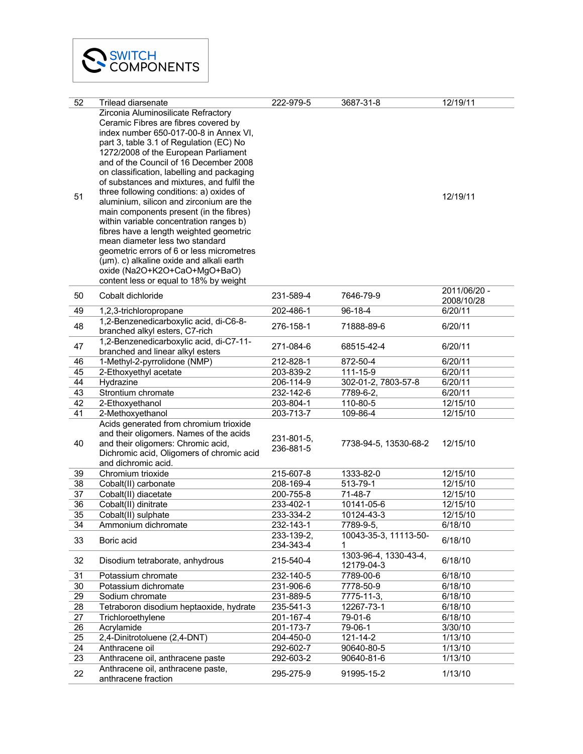| 52 | Trilead diarsenate | 222-979-5 | 3687-31-8 | 12/19/11 |
|---|---|---|---|---|
| 51 | Zirconia Aluminosilicate Refractory Ceramic Fibres are fibres covered by index number 650-017-00-8 in Annex VI, part 3, table 3.1 of Regulation (EC) No 1272/2008 of the European Parliament and of the Council of 16 December 2008 on classification, labelling and packaging of substances and mixtures, and fulfil the three following conditions: a) oxides of aluminium, silicon and zirconium are the main components present (in the fibres) within variable concentration ranges b) fibres have a length weighted geometric mean diameter less two standard geometric errors of 6 or less micrometres (µm). c) alkaline oxide and alkali earth oxide (Na2O+K2O+CaO+MgO+BaO) content less or equal to 18% by weight | | | 12/19/11 |
| 50 | Cobalt dichloride | 231-589-4 | 7646-79-9 | 2011/06/20 - 2008/10/28 |
| 49 | 1,2,3-trichloropropane | 202-486-1 | 96-18-4 | 6/20/11 |
| 48 | 1,2-Benzenedicarboxylic acid, di-C6-8-branched alkyl esters, C7-rich | 276-158-1 | 71888-89-6 | 6/20/11 |
| 47 | 1,2-Benzenedicarboxylic acid, di-C7-11-branched and linear alkyl esters | 271-084-6 | 68515-42-4 | 6/20/11 |
| 46 | 1-Methyl-2-pyrrolidone (NMP) | 212-828-1 | 872-50-4 | 6/20/11 |
| 45 | 2-Ethoxyethyl acetate | 203-839-2 | 111-15-9 | 6/20/11 |
| 44 | Hydrazine | 206-114-9 | 302-01-2, 7803-57-8 | 6/20/11 |
| 43 | Strontium chromate | 232-142-6 | 7789-6-2, | 6/20/11 |
| 42 | 2-Ethoxyethanol | 203-804-1 | 110-80-5 | 12/15/10 |
| 41 | 2-Methoxyethanol | 203-713-7 | 109-86-4 | 12/15/10 |
| 40 | Acids generated from chromium trioxide and their oligomers. Names of the acids and their oligomers: Chromic acid, Dichromic acid, Oligomers of chromic acid and dichromic acid. | 231-801-5, 236-881-5 | 7738-94-5, 13530-68-2 | 12/15/10 |
| 39 | Chromium trioxide | 215-607-8 | 1333-82-0 | 12/15/10 |
| 38 | Cobalt(II) carbonate | 208-169-4 | 513-79-1 | 12/15/10 |
| 37 | Cobalt(II) diacetate | 200-755-8 | 71-48-7 | 12/15/10 |
| 36 | Cobalt(II) dinitrate | 233-402-1 | 10141-05-6 | 12/15/10 |
| 35 | Cobalt(II) sulphate | 233-334-2 | 10124-43-3 | 12/15/10 |
| 34 | Ammonium dichromate | 232-143-1 | 7789-9-5, | 6/18/10 |
| 33 | Boric acid | 233-139-2, 234-343-4 | 10043-35-3, 11113-50-1 | 6/18/10 |
| 32 | Disodium tetraborate, anhydrous | 215-540-4 | 1303-96-4, 1330-43-4, 12179-04-3 | 6/18/10 |
| 31 | Potassium chromate | 232-140-5 | 7789-00-6 | 6/18/10 |
| 30 | Potassium dichromate | 231-906-6 | 7778-50-9 | 6/18/10 |
| 29 | Sodium chromate | 231-889-5 | 7775-11-3, | 6/18/10 |
| 28 | Tetraboron disodium heptaoxide, hydrate | 235-541-3 | 12267-73-1 | 6/18/10 |
| 27 | Trichloroethylene | 201-167-4 | 79-01-6 | 6/18/10 |
| 26 | Acrylamide | 201-173-7 | 79-06-1 | 3/30/10 |
| 25 | 2,4-Dinitrotoluene (2,4-DNT) | 204-450-0 | 121-14-2 | 1/13/10 |
| 24 | Anthracene oil | 292-602-7 | 90640-80-5 | 1/13/10 |
| 23 | Anthracene oil, anthracene paste | 292-603-2 | 90640-81-6 | 1/13/10 |
| 22 | Anthracene oil, anthracene paste, anthracene fraction | 295-275-9 | 91995-15-2 | 1/13/10 |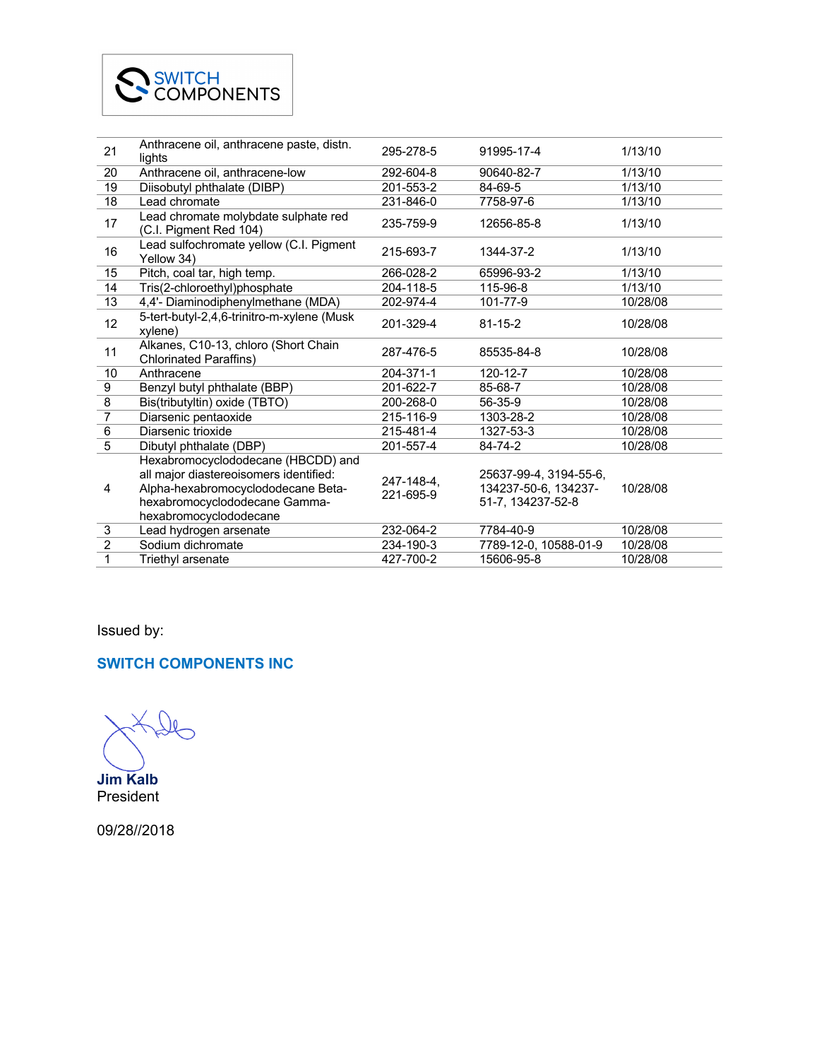SWITCH COMPONENTS

| | | | | |
|---|---|---|---|---|
| 21 | Anthracene oil, anthracene paste, distn. lights | 295-278-5 | 91995-17-4 | 1/13/10 |
| 20 | Anthracene oil, anthracene-low | 292-604-8 | 90640-82-7 | 1/13/10 |
| 19 | Diisobutyl phthalate (DIBP) | 201-553-2 | 84-69-5 | 1/13/10 |
| 18 | Lead chromate | 231-846-0 | 7758-97-6 | 1/13/10 |
| 17 | Lead chromate molybdate sulphate red (C.I. Pigment Red 104) | 235-759-9 | 12656-85-8 | 1/13/10 |
| 16 | Lead sulfochromate yellow (C.I. Pigment Yellow 34) | 215-693-7 | 1344-37-2 | 1/13/10 |
| 15 | Pitch, coal tar, high temp. | 266-028-2 | 65996-93-2 | 1/13/10 |
| 14 | Tris(2-chloroethyl)phosphate | 204-118-5 | 115-96-8 | 1/13/10 |
| 13 | 4,4'- Diaminodiphenylmethane (MDA) | 202-974-4 | 101-77-9 | 10/28/08 |
| 12 | 5-tert-butyl-2,4,6-trinitro-m-xylene (Musk xylene) | 201-329-4 | 81-15-2 | 10/28/08 |
| 11 | Alkanes, C10-13, chloro (Short Chain Chlorinated Paraffins) | 287-476-5 | 85535-84-8 | 10/28/08 |
| 10 | Anthracene | 204-371-1 | 120-12-7 | 10/28/08 |
| 9 | Benzyl butyl phthalate (BBP) | 201-622-7 | 85-68-7 | 10/28/08 |
| 8 | Bis(tributyltin) oxide (TBTO) | 200-268-0 | 56-35-9 | 10/28/08 |
| 7 | Diarsenic pentaoxide | 215-116-9 | 1303-28-2 | 10/28/08 |
| 6 | Diarsenic trioxide | 215-481-4 | 1327-53-3 | 10/28/08 |
| 5 | Dibutyl phthalate (DBP) | 201-557-4 | 84-74-2 | 10/28/08 |
| 4 | Hexabromocyclododecane (HBCDD) and all major diastereoisomers identified: Alpha-hexabromocyclododecane Beta-hexabromocyclododecane Gamma-hexabromocyclododecane | 247-148-4, 221-695-9 | 25637-99-4, 3194-55-6, 134237-50-6, 134237-51-7, 134237-52-8 | 10/28/08 |
| 3 | Lead hydrogen arsenate | 232-064-2 | 7784-40-9 | 10/28/08 |
| 2 | Sodium dichromate | 234-190-3 | 7789-12-0, 10588-01-9 | 10/28/08 |
| 1 | Triethyl arsenate | 427-700-2 | 15606-95-8 | 10/28/08 |

Issued by:

**SWITCH COMPONENTS INC**

**Jim Kalb**
President

09/28//2018